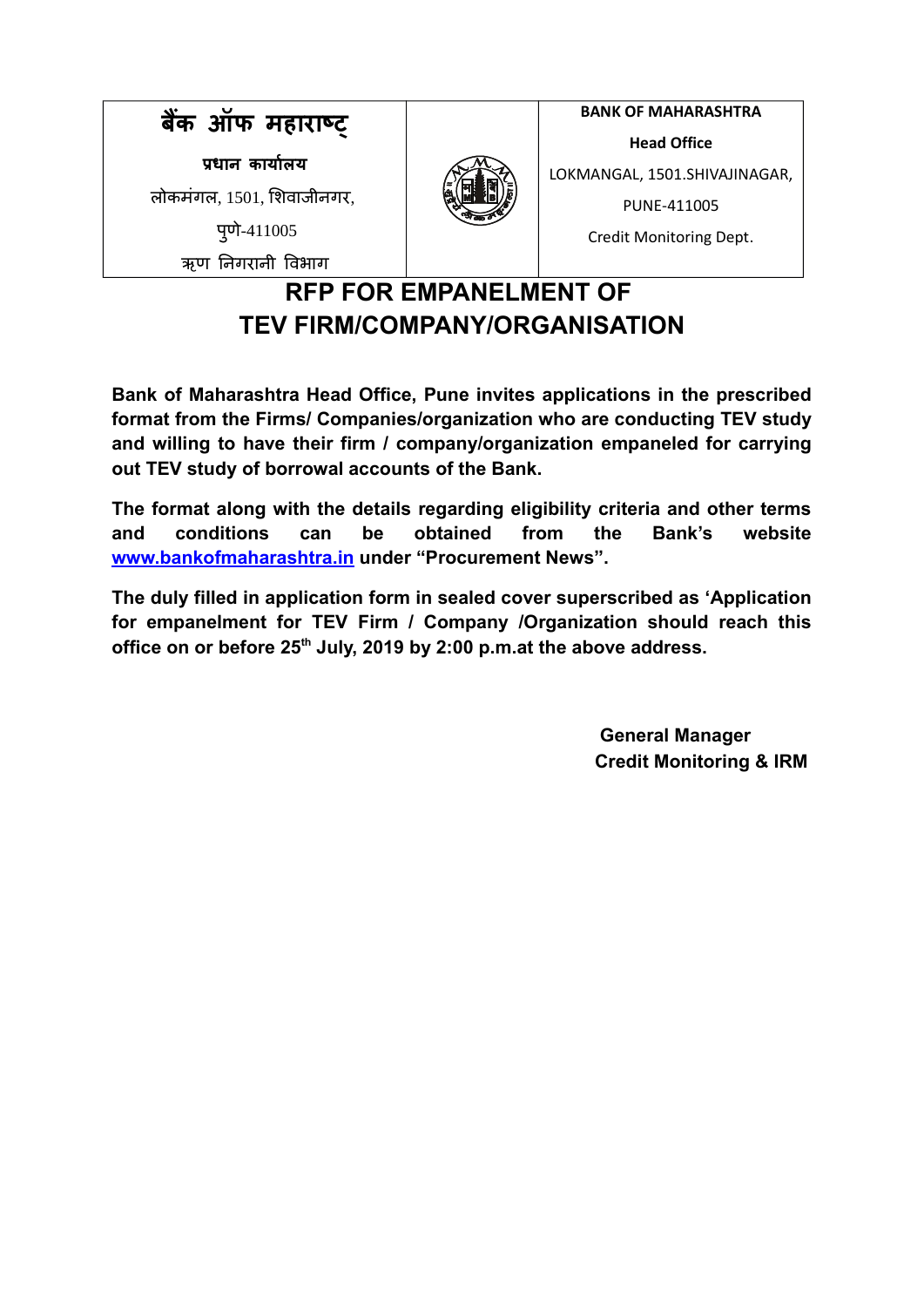| बैंक ऑफ महाराष्ट्र | | BANK OF MAHARASHTRA |
| --- | --- | --- |
| प्रधान कार्यालय | | Head Office |
| लोकमंगल, 1501, शिवाजीनगर, | | LOKMANGAL, 1501.SHIVAJINAGAR, |
| पुणे-411005 | | PUNE-411005 |
| ऋण निगरानी विभाग | | Credit Monitoring Dept. |

# RFP FOR EMPANELMENT OF TEV FIRM/COMPANY/ORGANISATION

**Bank of Maharashtra Head Office, Pune invites applications in the prescribed format from the Firms/ Companies/organization who are conducting TEV study and willing to have their firm / company/organization empaneled for carrying out TEV study of borrowal accounts of the Bank.**

**The format along with the details regarding eligibility criteria and other terms and conditions can be obtained from the Bank's website [www.bankofmaharashtra.in](http://www.bankofmaharashtra.in) under "Procurement News".**

**The duly filled in application form in sealed cover superscribed as 'Application for empanelment for TEV Firm / Company /Organization should reach this office on or before 25th July, 2019 by 2:00 p.m.at the above address.**

**General Manager**
**Credit Monitoring & IRM**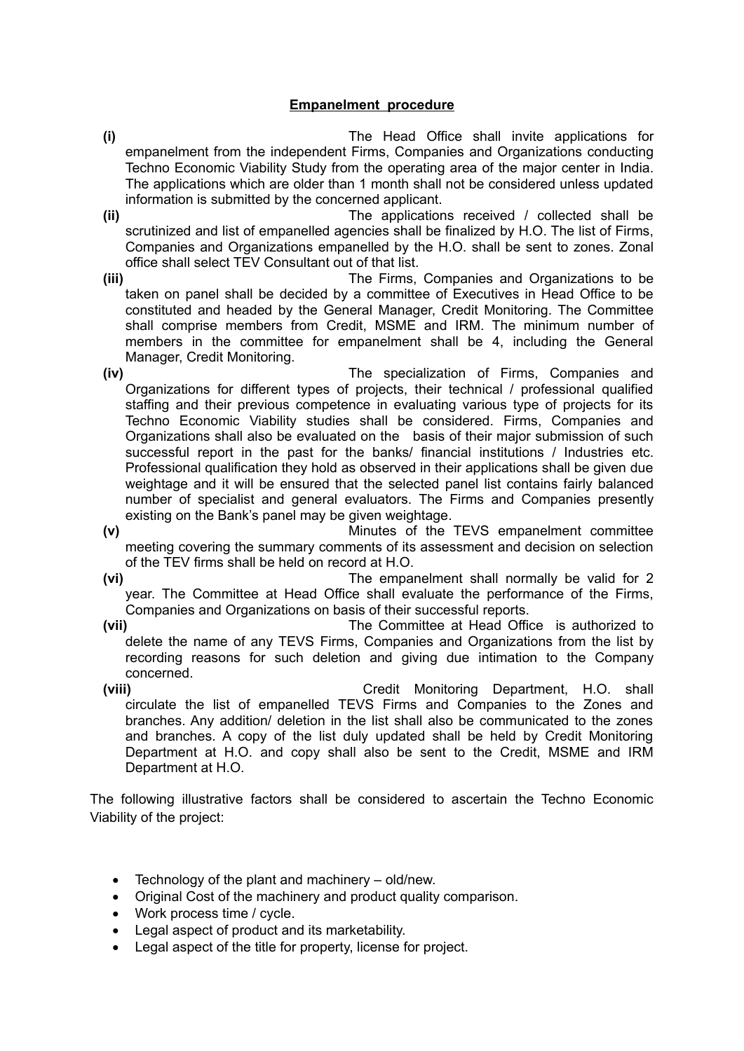## Empanelment procedure

**(i)** The Head Office shall invite applications for empanelment from the independent Firms, Companies and Organizations conducting Techno Economic Viability Study from the operating area of the major center in India. The applications which are older than 1 month shall not be considered unless updated information is submitted by the concerned applicant.

**(ii)** The applications received / collected shall be scrutinized and list of empanelled agencies shall be finalized by H.O. The list of Firms, Companies and Organizations empanelled by the H.O. shall be sent to zones. Zonal office shall select TEV Consultant out of that list.

**(iii)** The Firms, Companies and Organizations to be taken on panel shall be decided by a committee of Executives in Head Office to be constituted and headed by the General Manager, Credit Monitoring. The Committee shall comprise members from Credit, MSME and IRM. The minimum number of members in the committee for empanelment shall be 4, including the General Manager, Credit Monitoring.

**(iv)** The specialization of Firms, Companies and Organizations for different types of projects, their technical / professional qualified staffing and their previous competence in evaluating various type of projects for its Techno Economic Viability studies shall be considered. Firms, Companies and Organizations shall also be evaluated on the basis of their major submission of such successful report in the past for the banks/ financial institutions / Industries etc. Professional qualification they hold as observed in their applications shall be given due weightage and it will be ensured that the selected panel list contains fairly balanced number of specialist and general evaluators. The Firms and Companies presently existing on the Bank's panel may be given weightage.

**(v)** Minutes of the TEVS empanelment committee meeting covering the summary comments of its assessment and decision on selection of the TEV firms shall be held on record at H.O.

**(vi)** The empanelment shall normally be valid for 2 year. The Committee at Head Office shall evaluate the performance of the Firms, Companies and Organizations on basis of their successful reports.

**(vii)** The Committee at Head Office is authorized to delete the name of any TEVS Firms, Companies and Organizations from the list by recording reasons for such deletion and giving due intimation to the Company concerned.

**(viii)** Credit Monitoring Department, H.O. shall circulate the list of empanelled TEVS Firms and Companies to the Zones and branches. Any addition/ deletion in the list shall also be communicated to the zones and branches. A copy of the list duly updated shall be held by Credit Monitoring Department at H.O. and copy shall also be sent to the Credit, MSME and IRM Department at H.O.

The following illustrative factors shall be considered to ascertain the Techno Economic Viability of the project:

- Technology of the plant and machinery – old/new.
- Original Cost of the machinery and product quality comparison.
- Work process time / cycle.
- Legal aspect of product and its marketability.
- Legal aspect of the title for property, license for project.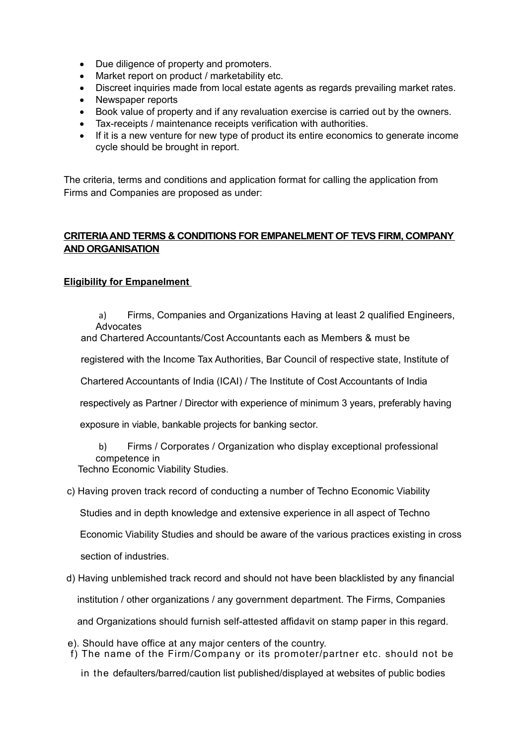- Due diligence of property and promoters.
- Market report on product / marketability etc.
- Discreet inquiries made from local estate agents as regards prevailing market rates.
- Newspaper reports
- Book value of property and if any revaluation exercise is carried out by the owners.
- Tax-receipts / maintenance receipts verification with authorities.
- If it is a new venture for new type of product its entire economics to generate income cycle should be brought in report.

The criteria, terms and conditions and application format for calling the application from Firms and Companies are proposed as under:

**CRITERIA AND TERMS & CONDITIONS FOR EMPANELMENT OF TEVS FIRM, COMPANY AND ORGANISATION**

**Eligibility for Empanelment**

a) Firms, Companies and Organizations Having at least 2 qualified Engineers, Advocates and Chartered Accountants/Cost Accountants each as Members & must be registered with the Income Tax Authorities, Bar Council of respective state, Institute of Chartered Accountants of India (ICAI) / The Institute of Cost Accountants of India respectively as Partner / Director with experience of minimum 3 years, preferably having exposure in viable, bankable projects for banking sector.

b) Firms / Corporates / Organization who display exceptional professional competence in Techno Economic Viability Studies.

c) Having proven track record of conducting a number of Techno Economic Viability Studies and in depth knowledge and extensive experience in all aspect of Techno Economic Viability Studies and should be aware of the various practices existing in cross section of industries.

d) Having unblemished track record and should not have been blacklisted by any financial institution / other organizations / any government department. The Firms, Companies and Organizations should furnish self-attested affidavit on stamp paper in this regard.

e). Should have office at any major centers of the country.

f) The name of the Firm/Company or its promoter/partner etc. should not be in the defaulters/barred/caution list published/displayed at websites of public bodies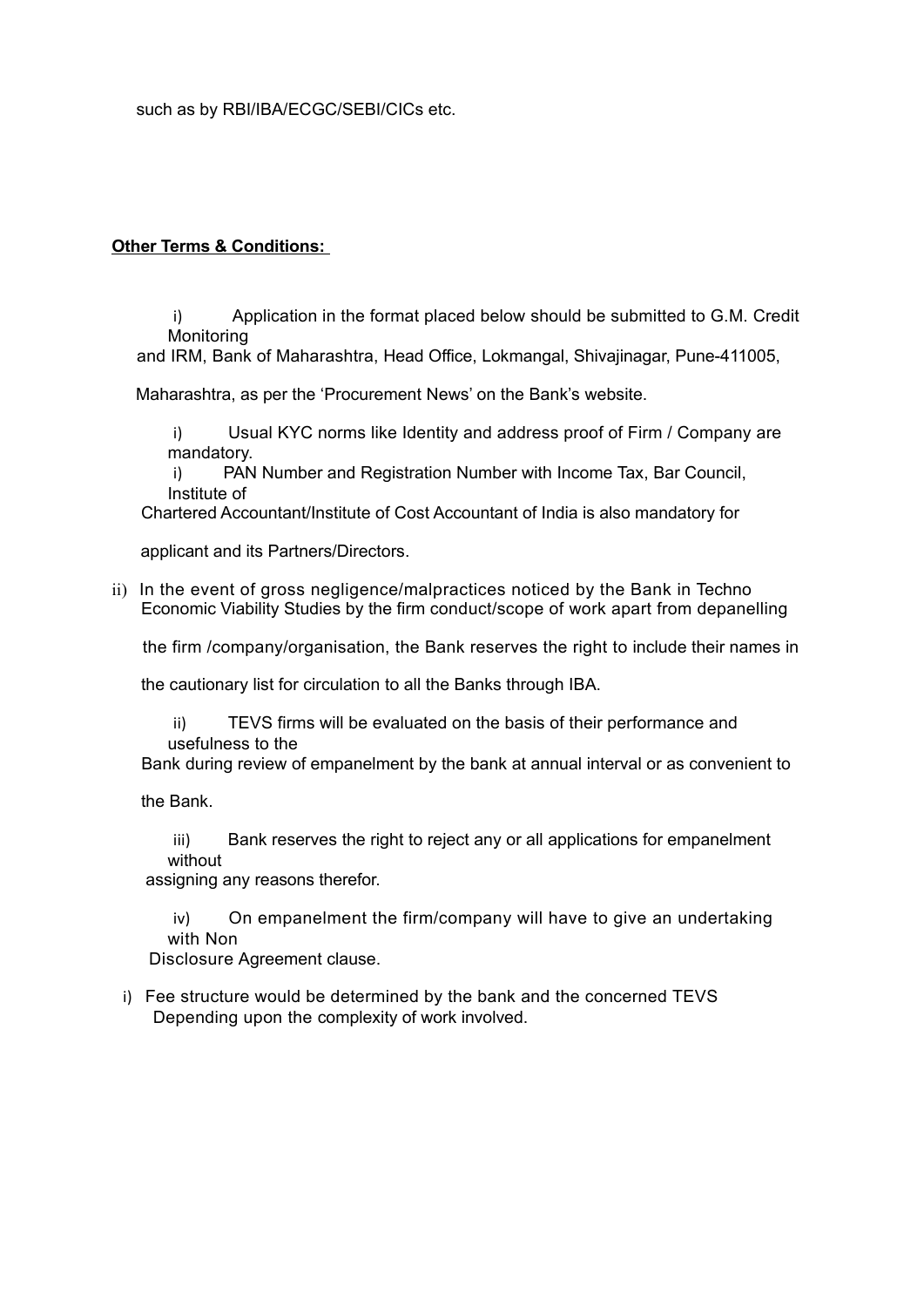such as by RBI/IBA/ECGC/SEBI/CICs etc.

**Other Terms & Conditions:**

i) Application in the format placed below should be submitted to G.M. Credit Monitoring and IRM, Bank of Maharashtra, Head Office, Lokmangal, Shivajinagar, Pune-411005, Maharashtra, as per the 'Procurement News' on the Bank's website.

i) Usual KYC norms like Identity and address proof of Firm / Company are mandatory.

i) PAN Number and Registration Number with Income Tax, Bar Council, Institute of Chartered Accountant/Institute of Cost Accountant of India is also mandatory for applicant and its Partners/Directors.

ii) In the event of gross negligence/malpractices noticed by the Bank in Techno Economic Viability Studies by the firm conduct/scope of work apart from depanelling the firm /company/organisation, the Bank reserves the right to include their names in the cautionary list for circulation to all the Banks through IBA.

ii) TEVS firms will be evaluated on the basis of their performance and usefulness to the Bank during review of empanelment by the bank at annual interval or as convenient to the Bank.

iii) Bank reserves the right to reject any or all applications for empanelment without assigning any reasons therefor.

iv) On empanelment the firm/company will have to give an undertaking with Non Disclosure Agreement clause.

i) Fee structure would be determined by the bank and the concerned TEVS Depending upon the complexity of work involved.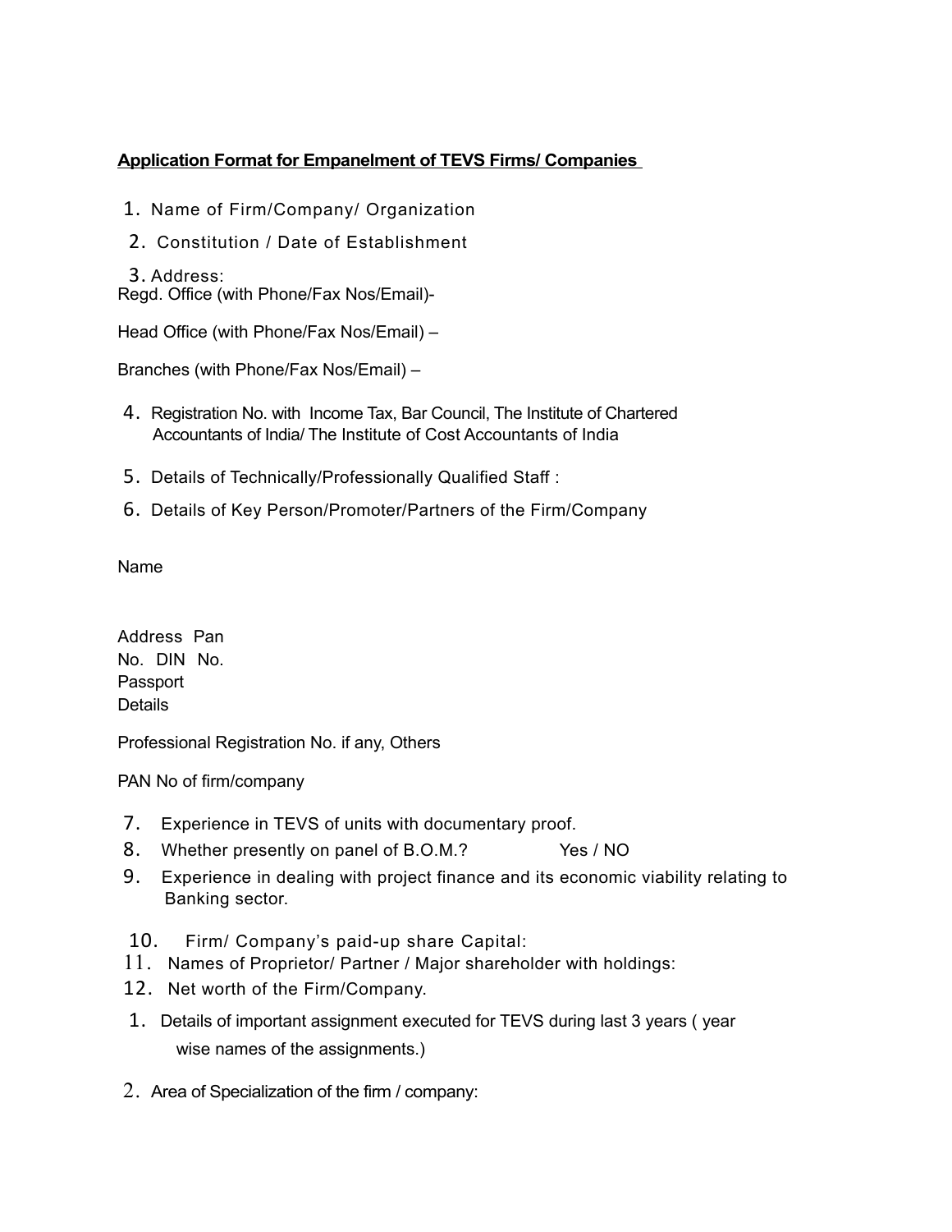**Application Format for Empanelment of TEVS Firms/ Companies**

1. Name of Firm/Company/ Organization
2. Constitution / Date of Establishment
3. Address:

Regd. Office (with Phone/Fax Nos/Email)-

Head Office (with Phone/Fax Nos/Email) –

Branches (with Phone/Fax Nos/Email) –

4. Registration No. with Income Tax, Bar Council, The Institute of Chartered Accountants of India/ The Institute of Cost Accountants of India
5. Details of Technically/Professionally Qualified Staff :
6. Details of Key Person/Promoter/Partners of the Firm/Company

Name

Address Pan No. DIN No. Passport Details

Professional Registration No. if any, Others

PAN No of firm/company

7. Experience in TEVS of units with documentary proof.
8. Whether presently on panel of B.O.M.? Yes / NO
9. Experience in dealing with project finance and its economic viability relating to Banking sector.
10. Firm/ Company's paid-up share Capital:
11. Names of Proprietor/ Partner / Major shareholder with holdings:
12. Net worth of the Firm/Company.

1. Details of important assignment executed for TEVS during last 3 years ( year wise names of the assignments.)
2. Area of Specialization of the firm / company: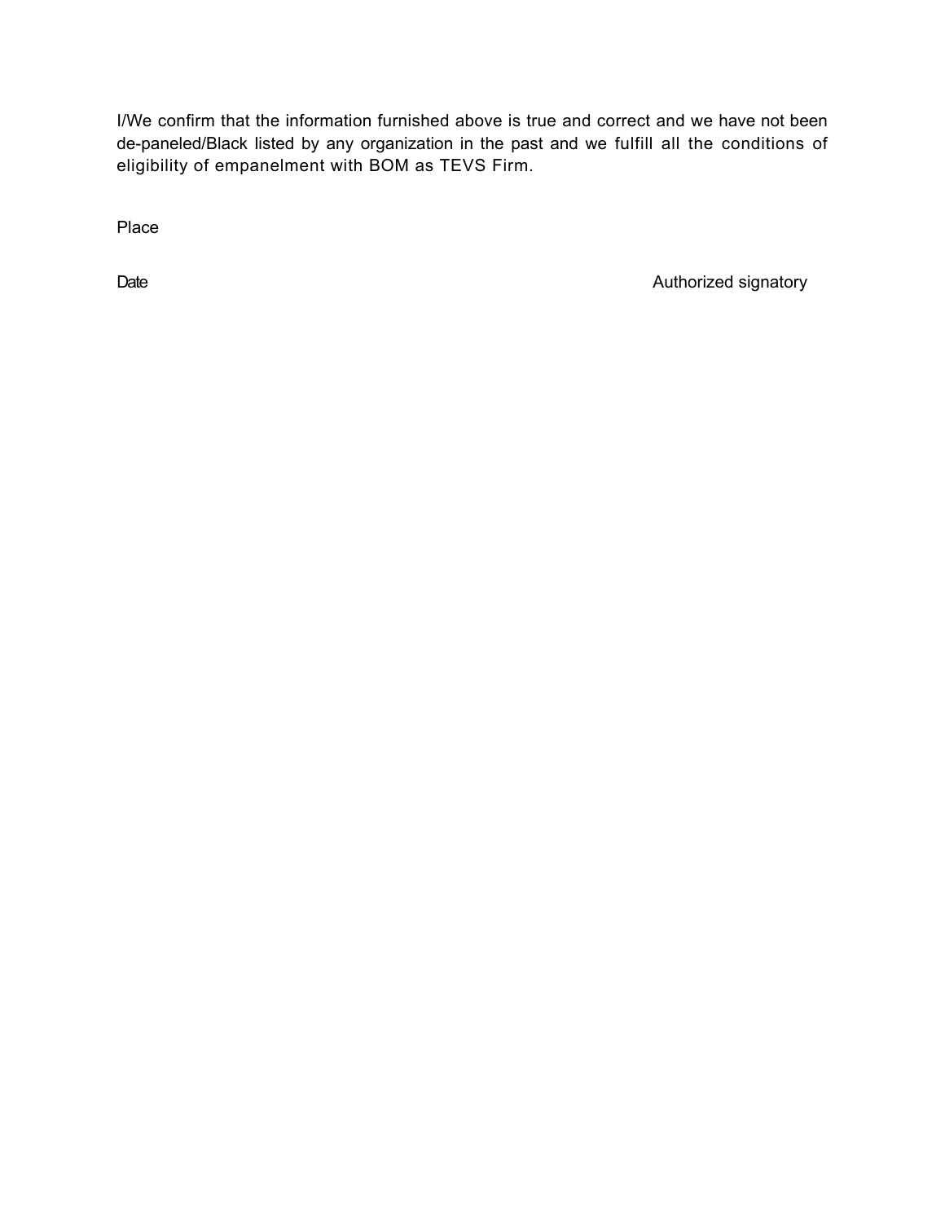I/We confirm that the information furnished above is true and correct and we have not been de-paneled/Black listed by any organization in the past and we fulfill all the conditions of eligibility of empanelment with BOM as TEVS Firm.

Place

Date

Authorized signatory